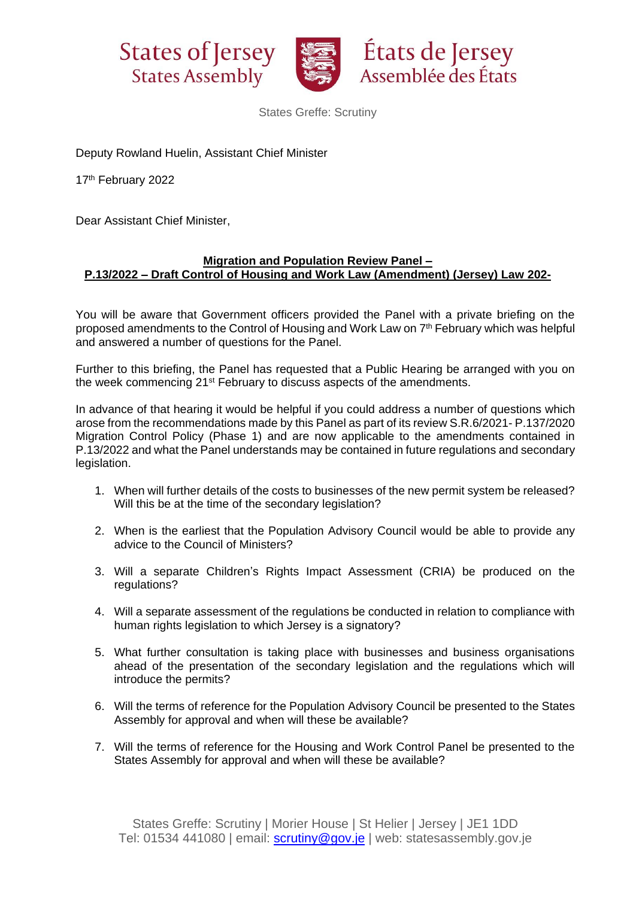States of Jersey
States Assembly

États de Jersey
Assemblée des États

States Greffe: Scrutiny

Deputy Rowland Huelin, Assistant Chief Minister

17th February 2022

Dear Assistant Chief Minister,

**Migration and Population Review Panel –**
**P.13/2022 – Draft Control of Housing and Work Law (Amendment) (Jersey) Law 202-**

You will be aware that Government officers provided the Panel with a private briefing on the proposed amendments to the Control of Housing and Work Law on 7th February which was helpful and answered a number of questions for the Panel.

Further to this briefing, the Panel has requested that a Public Hearing be arranged with you on the week commencing 21st February to discuss aspects of the amendments.

In advance of that hearing it would be helpful if you could address a number of questions which arose from the recommendations made by this Panel as part of its review S.R.6/2021- P.137/2020 Migration Control Policy (Phase 1) and are now applicable to the amendments contained in P.13/2022 and what the Panel understands may be contained in future regulations and secondary legislation.

1. When will further details of the costs to businesses of the new permit system be released? Will this be at the time of the secondary legislation?
2. When is the earliest that the Population Advisory Council would be able to provide any advice to the Council of Ministers?
3. Will a separate Children's Rights Impact Assessment (CRIA) be produced on the regulations?
4. Will a separate assessment of the regulations be conducted in relation to compliance with human rights legislation to which Jersey is a signatory?
5. What further consultation is taking place with businesses and business organisations ahead of the presentation of the secondary legislation and the regulations which will introduce the permits?
6. Will the terms of reference for the Population Advisory Council be presented to the States Assembly for approval and when will these be available?
7. Will the terms of reference for the Housing and Work Control Panel be presented to the States Assembly for approval and when will these be available?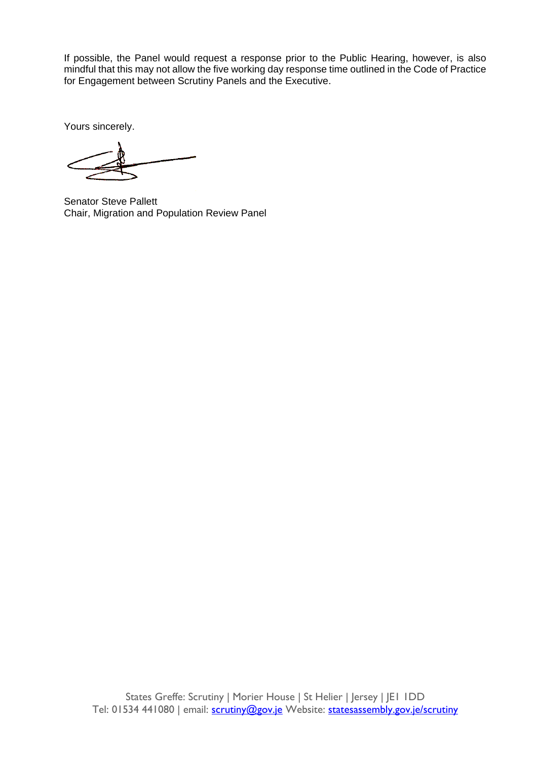If possible, the Panel would request a response prior to the Public Hearing, however, is also mindful that this may not allow the five working day response time outlined in the Code of Practice for Engagement between Scrutiny Panels and the Executive.

Yours sincerely.

Senator Steve Pallett
Chair, Migration and Population Review Panel